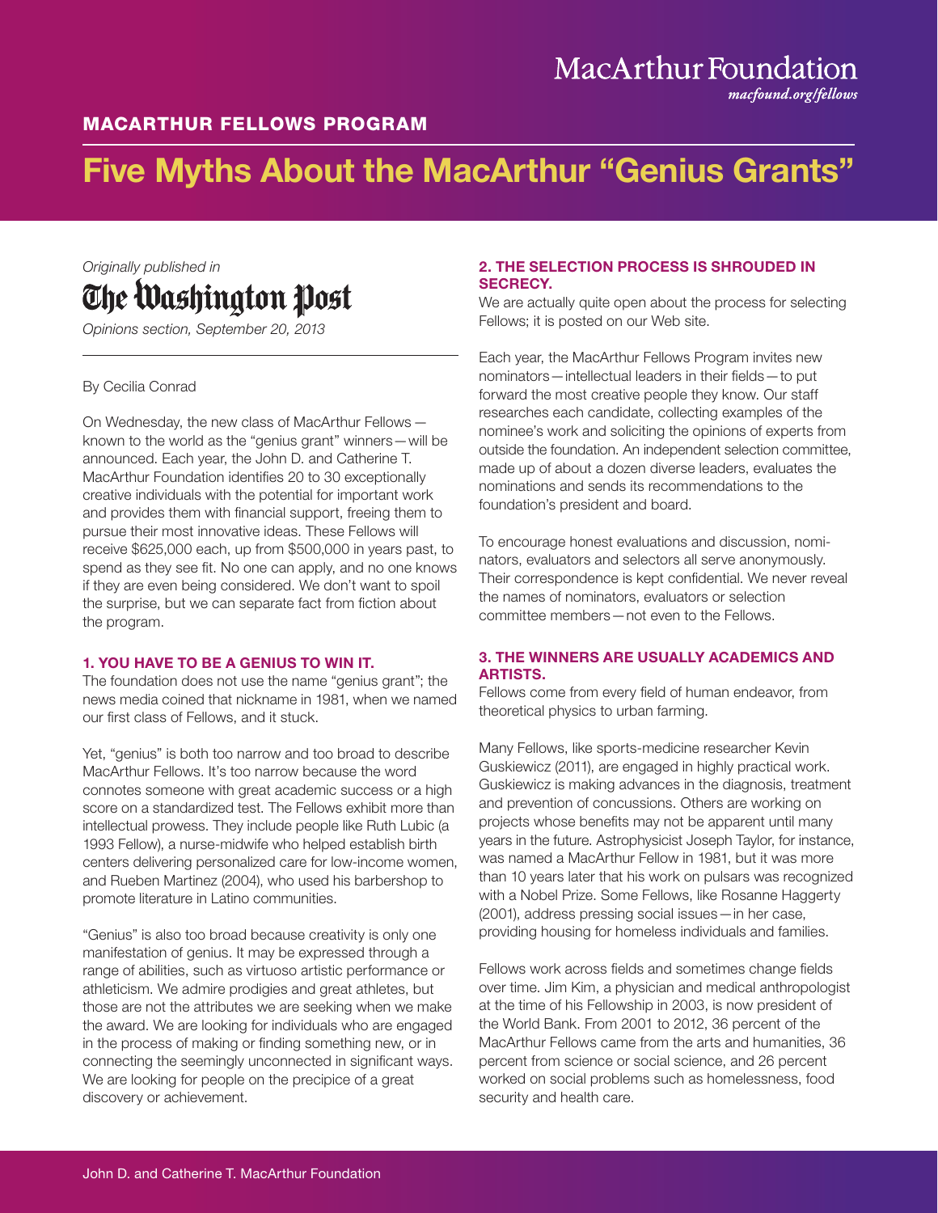MacArthur Foundation
*macfound.org/fellows*

**MACARTHUR FELLOWS PROGRAM**

# Five Myths About the MacArthur "Genius Grants"

*Originally published in*
**The Washington Post**
*Opinions section, September 20, 2013*

By Cecilia Conrad

On Wednesday, the new class of MacArthur Fellows — known to the world as the "genius grant" winners — will be announced. Each year, the John D. and Catherine T. MacArthur Foundation identifies 20 to 30 exceptionally creative individuals with the potential for important work and provides them with financial support, freeing them to pursue their most innovative ideas. These Fellows will receive $625,000 each, up from $500,000 in years past, to spend as they see fit. No one can apply, and no one knows if they are even being considered. We don't want to spoil the surprise, but we can separate fact from fiction about the program.

### 1. YOU HAVE TO BE A GENIUS TO WIN IT.

The foundation does not use the name "genius grant"; the news media coined that nickname in 1981, when we named our first class of Fellows, and it stuck.

Yet, "genius" is both too narrow and too broad to describe MacArthur Fellows. It's too narrow because the word connotes someone with great academic success or a high score on a standardized test. The Fellows exhibit more than intellectual prowess. They include people like Ruth Lubic (a 1993 Fellow), a nurse-midwife who helped establish birth centers delivering personalized care for low-income women, and Rueben Martinez (2004), who used his barbershop to promote literature in Latino communities.

"Genius" is also too broad because creativity is only one manifestation of genius. It may be expressed through a range of abilities, such as virtuoso artistic performance or athleticism. We admire prodigies and great athletes, but those are not the attributes we are seeking when we make the award. We are looking for individuals who are engaged in the process of making or finding something new, or in connecting the seemingly unconnected in significant ways. We are looking for people on the precipice of a great discovery or achievement.

### 2. THE SELECTION PROCESS IS SHROUDED IN SECRECY.

We are actually quite open about the process for selecting Fellows; it is posted on our Web site.

Each year, the MacArthur Fellows Program invites new nominators — intellectual leaders in their fields — to put forward the most creative people they know. Our staff researches each candidate, collecting examples of the nominee's work and soliciting the opinions of experts from outside the foundation. An independent selection committee, made up of about a dozen diverse leaders, evaluates the nominations and sends its recommendations to the foundation's president and board.

To encourage honest evaluations and discussion, nominators, evaluators and selectors all serve anonymously. Their correspondence is kept confidential. We never reveal the names of nominators, evaluators or selection committee members — not even to the Fellows.

### 3. THE WINNERS ARE USUALLY ACADEMICS AND ARTISTS.

Fellows come from every field of human endeavor, from theoretical physics to urban farming.

Many Fellows, like sports-medicine researcher Kevin Guskiewicz (2011), are engaged in highly practical work. Guskiewicz is making advances in the diagnosis, treatment and prevention of concussions. Others are working on projects whose benefits may not be apparent until many years in the future. Astrophysicist Joseph Taylor, for instance, was named a MacArthur Fellow in 1981, but it was more than 10 years later that his work on pulsars was recognized with a Nobel Prize. Some Fellows, like Rosanne Haggerty (2001), address pressing social issues — in her case, providing housing for homeless individuals and families.

Fellows work across fields and sometimes change fields over time. Jim Kim, a physician and medical anthropologist at the time of his Fellowship in 2003, is now president of the World Bank. From 2001 to 2012, 36 percent of the MacArthur Fellows came from the arts and humanities, 36 percent from science or social science, and 26 percent worked on social problems such as homelessness, food security and health care.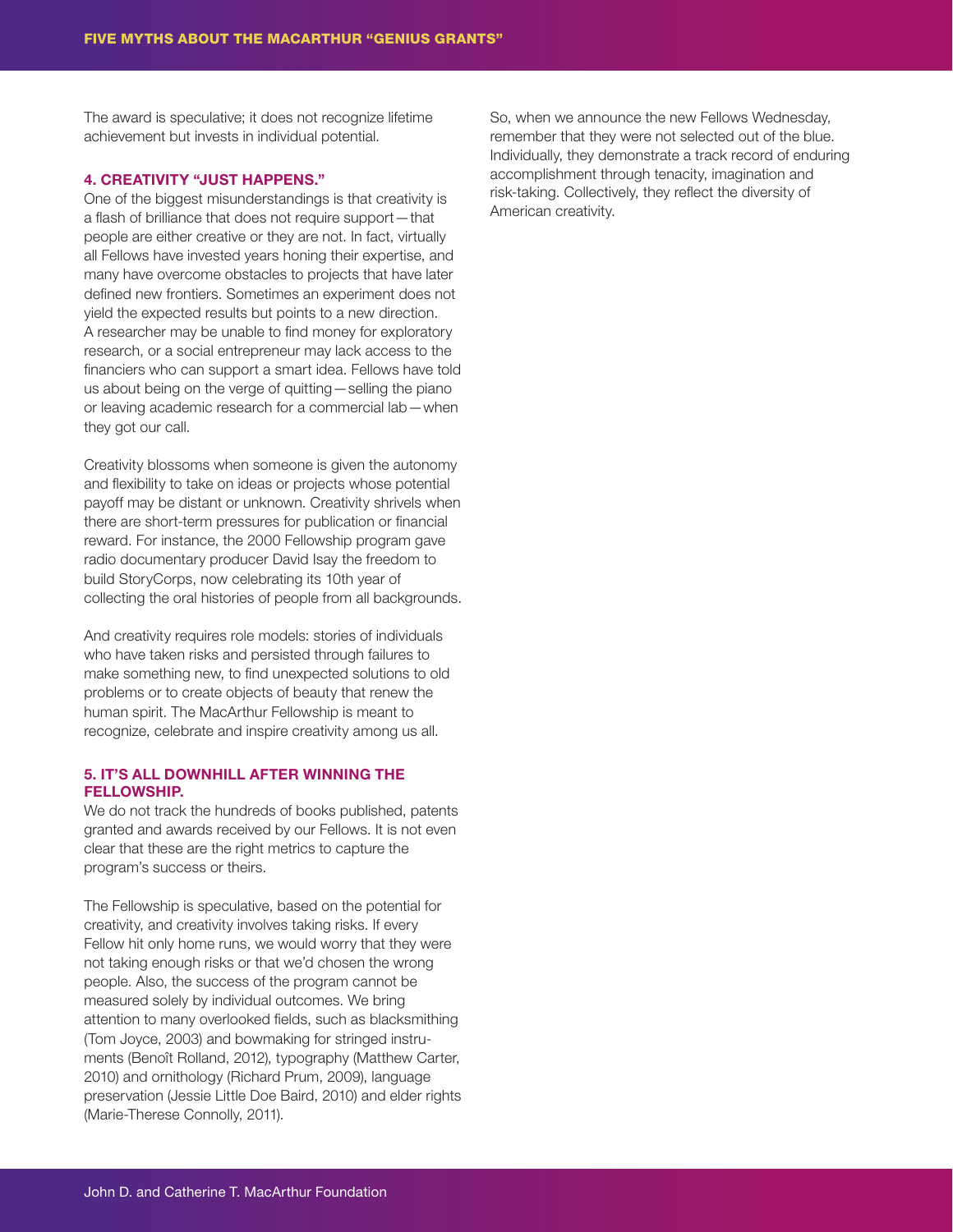The award is speculative; it does not recognize lifetime achievement but invests in individual potential.

### 4. CREATIVITY "JUST HAPPENS."

One of the biggest misunderstandings is that creativity is a flash of brilliance that does not require support — that people are either creative or they are not. In fact, virtually all Fellows have invested years honing their expertise, and many have overcome obstacles to projects that have later defined new frontiers. Sometimes an experiment does not yield the expected results but points to a new direction. A researcher may be unable to find money for exploratory research, or a social entrepreneur may lack access to the financiers who can support a smart idea. Fellows have told us about being on the verge of quitting — selling the piano or leaving academic research for a commercial lab — when they got our call.

Creativity blossoms when someone is given the autonomy and flexibility to take on ideas or projects whose potential payoff may be distant or unknown. Creativity shrivels when there are short-term pressures for publication or financial reward. For instance, the 2000 Fellowship program gave radio documentary producer David Isay the freedom to build StoryCorps, now celebrating its 10th year of collecting the oral histories of people from all backgrounds.

And creativity requires role models: stories of individuals who have taken risks and persisted through failures to make something new, to find unexpected solutions to old problems or to create objects of beauty that renew the human spirit. The MacArthur Fellowship is meant to recognize, celebrate and inspire creativity among us all.

### 5. IT'S ALL DOWNHILL AFTER WINNING THE FELLOWSHIP.

We do not track the hundreds of books published, patents granted and awards received by our Fellows. It is not even clear that these are the right metrics to capture the program's success or theirs.

The Fellowship is speculative, based on the potential for creativity, and creativity involves taking risks. If every Fellow hit only home runs, we would worry that they were not taking enough risks or that we'd chosen the wrong people. Also, the success of the program cannot be measured solely by individual outcomes. We bring attention to many overlooked fields, such as blacksmithing (Tom Joyce, 2003) and bowmaking for stringed instruments (Benoît Rolland, 2012), typography (Matthew Carter, 2010) and ornithology (Richard Prum, 2009), language preservation (Jessie Little Doe Baird, 2010) and elder rights (Marie-Therese Connolly, 2011).

So, when we announce the new Fellows Wednesday, remember that they were not selected out of the blue. Individually, they demonstrate a track record of enduring accomplishment through tenacity, imagination and risk-taking. Collectively, they reflect the diversity of American creativity.